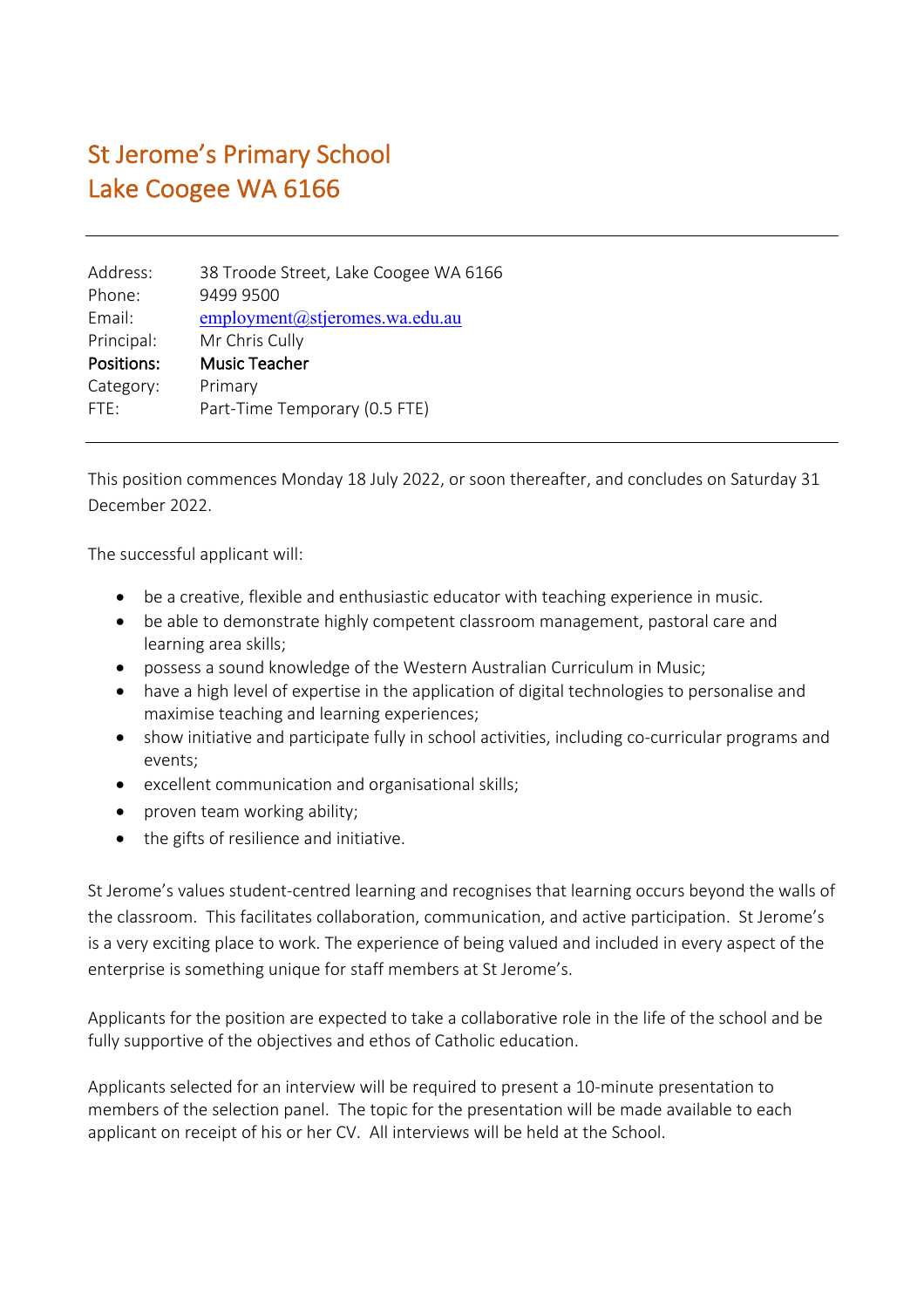# St Jerome's Primary School
# Lake Coogee WA 6166

---

| | |
|---|---|
| Address: | 38 Troode Street, Lake Coogee WA 6166 |
| Phone: | 9499 9500 |
| Email: | employment@stjeromes.wa.edu.au |
| Principal: | Mr Chris Cully |
| **Positions:** | **Music Teacher** |
| Category: | Primary |
| FTE: | Part-Time Temporary (0.5 FTE) |

---

This position commences Monday 18 July 2022, or soon thereafter, and concludes on Saturday 31 December 2022.

The successful applicant will:

- be a creative, flexible and enthusiastic educator with teaching experience in music.
- be able to demonstrate highly competent classroom management, pastoral care and learning area skills;
- possess a sound knowledge of the Western Australian Curriculum in Music;
- have a high level of expertise in the application of digital technologies to personalise and maximise teaching and learning experiences;
- show initiative and participate fully in school activities, including co-curricular programs and events;
- excellent communication and organisational skills;
- proven team working ability;
- the gifts of resilience and initiative.

St Jerome's values student-centred learning and recognises that learning occurs beyond the walls of the classroom. This facilitates collaboration, communication, and active participation. St Jerome's is a very exciting place to work. The experience of being valued and included in every aspect of the enterprise is something unique for staff members at St Jerome's.

Applicants for the position are expected to take a collaborative role in the life of the school and be fully supportive of the objectives and ethos of Catholic education.

Applicants selected for an interview will be required to present a 10-minute presentation to members of the selection panel. The topic for the presentation will be made available to each applicant on receipt of his or her CV. All interviews will be held at the School.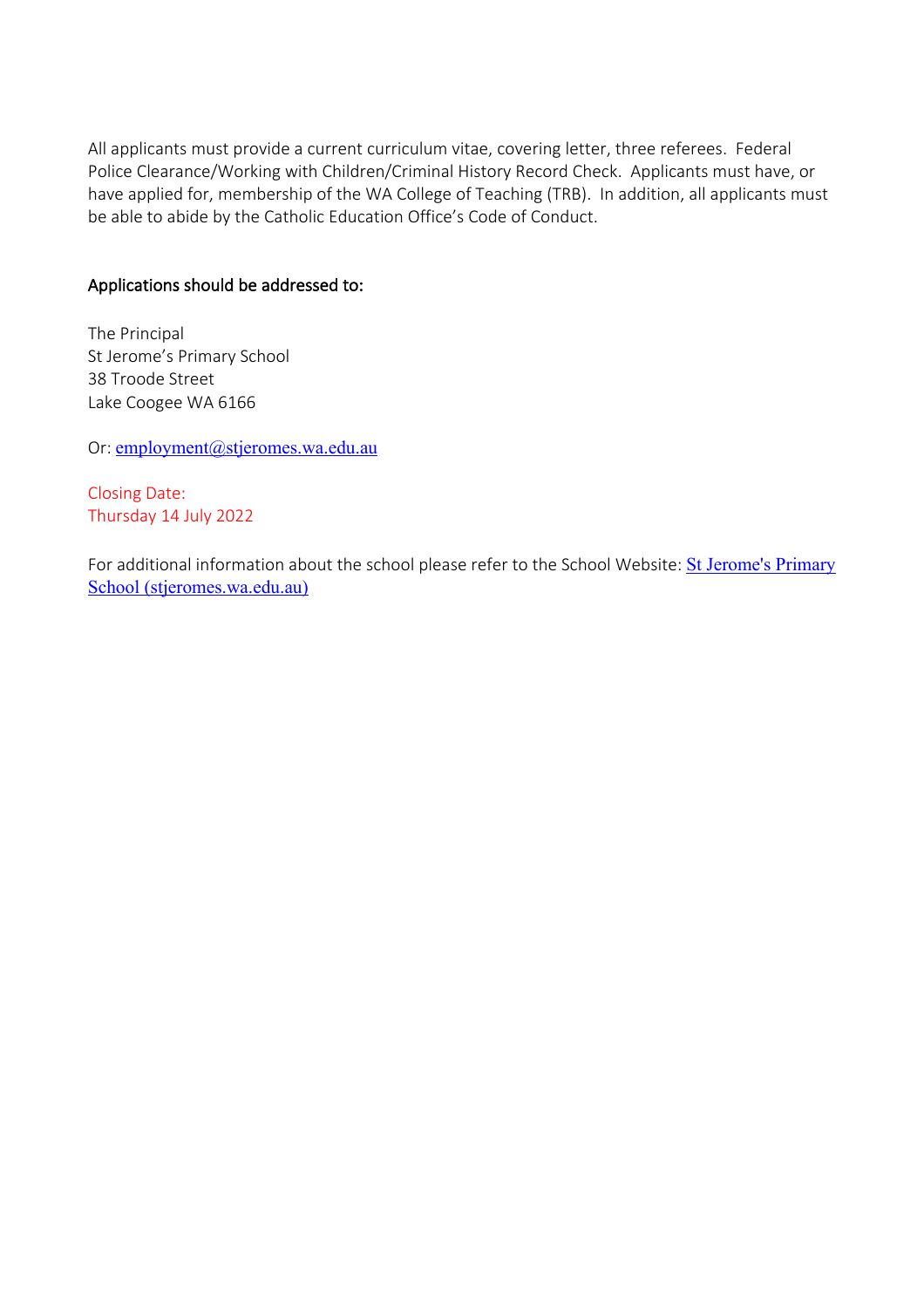All applicants must provide a current curriculum vitae, covering letter, three referees. Federal Police Clearance/Working with Children/Criminal History Record Check. Applicants must have, or have applied for, membership of the WA College of Teaching (TRB). In addition, all applicants must be able to abide by the Catholic Education Office's Code of Conduct.

Applications should be addressed to:

The Principal
St Jerome's Primary School
38 Troode Street
Lake Coogee WA 6166

Or: [employment@stjeromes.wa.edu.au](mailto:employment@stjeromes.wa.edu.au)

Closing Date:
Thursday 14 July 2022

For additional information about the school please refer to the School Website: [St Jerome's Primary School (stjeromes.wa.edu.au)](stjeromes.wa.edu.au)